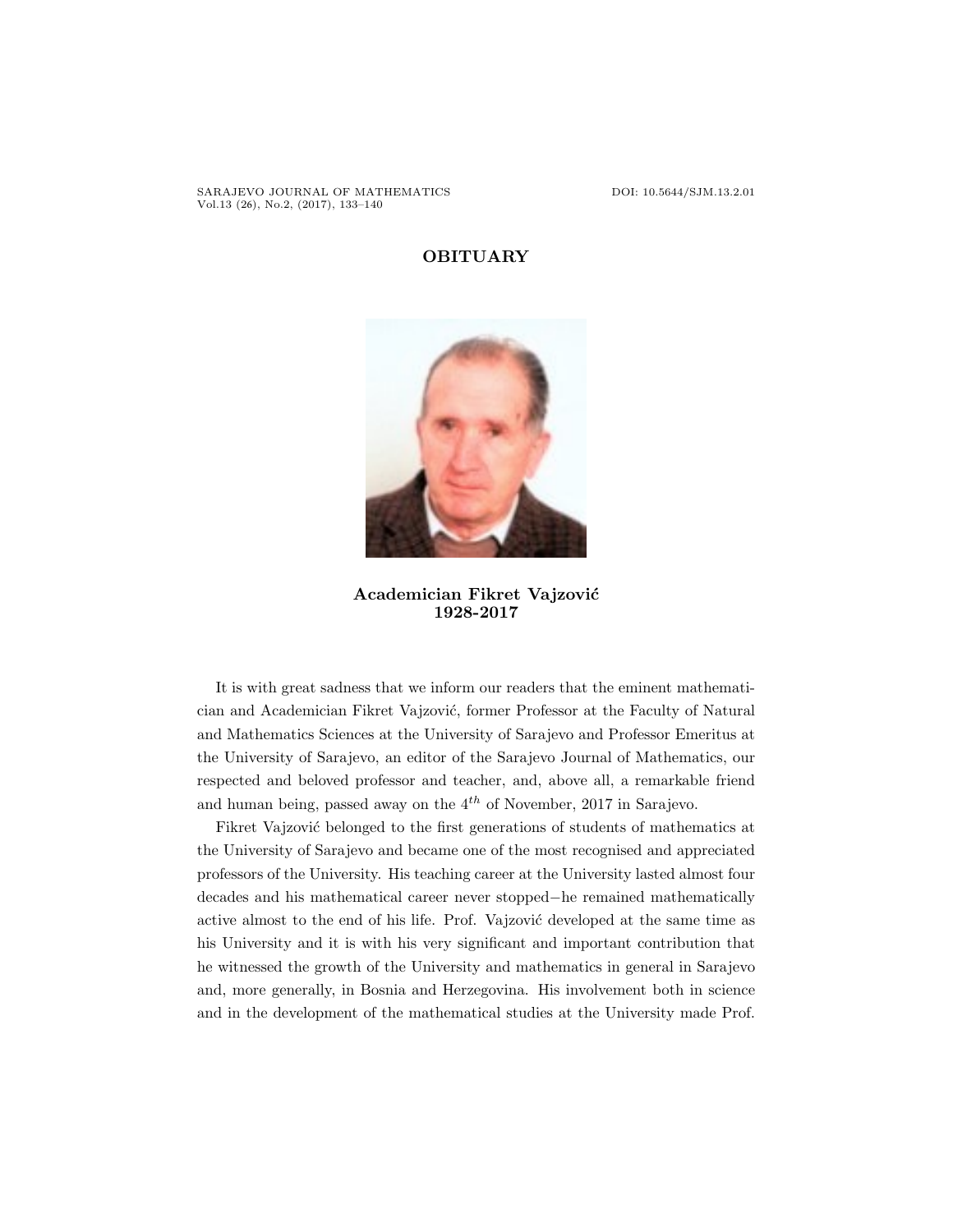# OBITUARY

**Academician Fikret Vajzović**
**1928-2017**

It is with great sadness that we inform our readers that the eminent mathematician and Academician Fikret Vajzović, former Professor at the Faculty of Natural and Mathematics Sciences at the University of Sarajevo and Professor Emeritus at the University of Sarajevo, an editor of the Sarajevo Journal of Mathematics, our respected and beloved professor and teacher, and, above all, a remarkable friend and human being, passed away on the $4^{th}$ of November, 2017 in Sarajevo.

Fikret Vajzović belonged to the first generations of students of mathematics at the University of Sarajevo and became one of the most recognised and appreciated professors of the University. His teaching career at the University lasted almost four decades and his mathematical career never stopped−he remained mathematically active almost to the end of his life. Prof. Vajzović developed at the same time as his University and it is with his very significant and important contribution that he witnessed the growth of the University and mathematics in general in Sarajevo and, more generally, in Bosnia and Herzegovina. His involvement both in science and in the development of the mathematical studies at the University made Prof.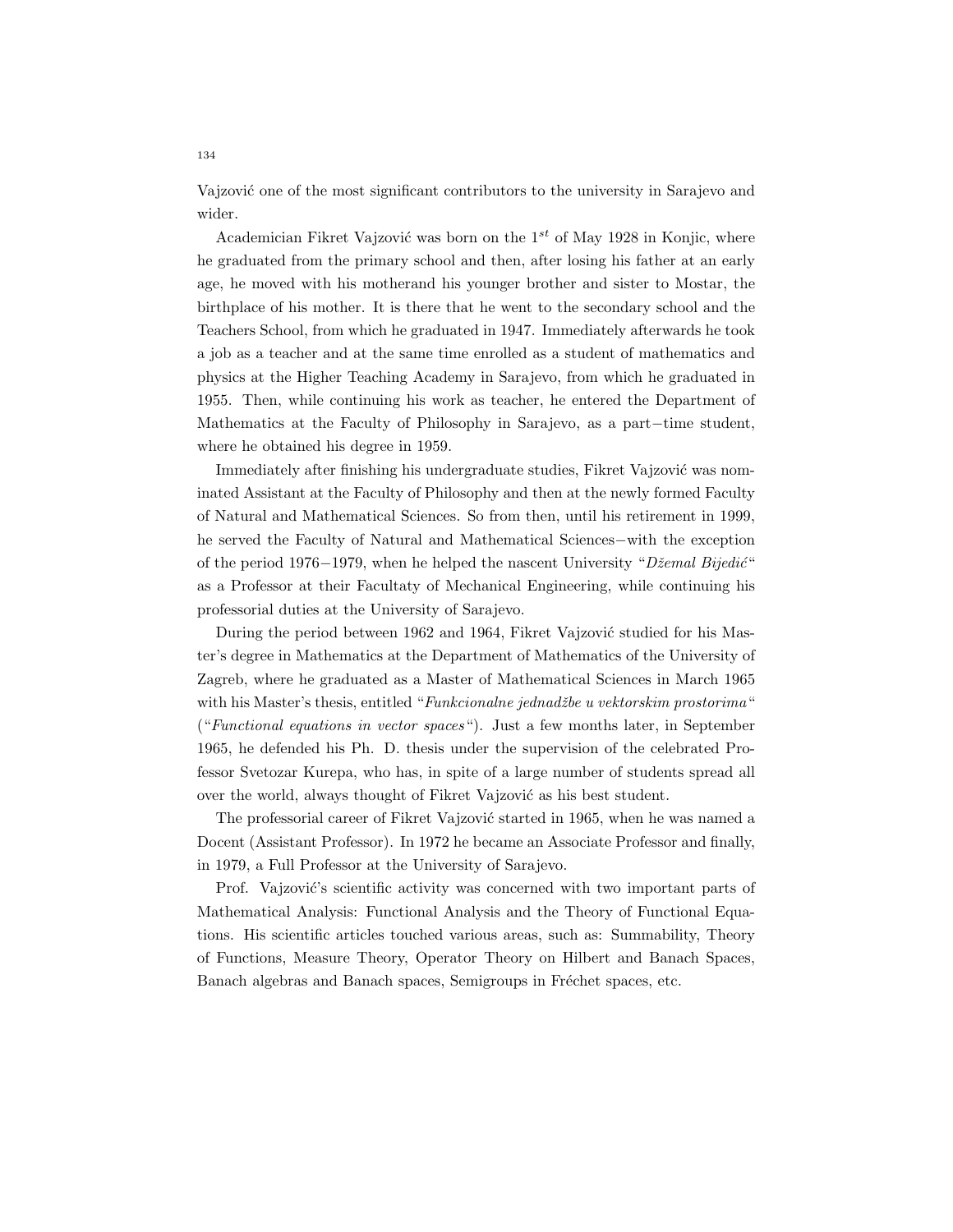Vajzović one of the most significant contributors to the university in Sarajevo and wider.

Academician Fikret Vajzović was born on the $1^{st}$ of May 1928 in Konjic, where he graduated from the primary school and then, after losing his father at an early age, he moved with his motherand his younger brother and sister to Mostar, the birthplace of his mother. It is there that he went to the secondary school and the Teachers School, from which he graduated in 1947. Immediately afterwards he took a job as a teacher and at the same time enrolled as a student of mathematics and physics at the Higher Teaching Academy in Sarajevo, from which he graduated in 1955. Then, while continuing his work as teacher, he entered the Department of Mathematics at the Faculty of Philosophy in Sarajevo, as a part−time student, where he obtained his degree in 1959.

Immediately after finishing his undergraduate studies, Fikret Vajzović was nominated Assistant at the Faculty of Philosophy and then at the newly formed Faculty of Natural and Mathematical Sciences. So from then, until his retirement in 1999, he served the Faculty of Natural and Mathematical Sciences−with the exception of the period 1976−1979, when he helped the nascent University "*Džemal Bijedić*" as a Professor at their Facultaty of Mechanical Engineering, while continuing his professorial duties at the University of Sarajevo.

During the period between 1962 and 1964, Fikret Vajzović studied for his Master's degree in Mathematics at the Department of Mathematics of the University of Zagreb, where he graduated as a Master of Mathematical Sciences in March 1965 with his Master's thesis, entitled "*Funkcionalne jednadžbe u vektorskim prostorima*" ("*Functional equations in vector spaces*"). Just a few months later, in September 1965, he defended his Ph. D. thesis under the supervision of the celebrated Professor Svetozar Kurepa, who has, in spite of a large number of students spread all over the world, always thought of Fikret Vajzović as his best student.

The professorial career of Fikret Vajzović started in 1965, when he was named a Docent (Assistant Professor). In 1972 he became an Associate Professor and finally, in 1979, a Full Professor at the University of Sarajevo.

Prof. Vajzović's scientific activity was concerned with two important parts of Mathematical Analysis: Functional Analysis and the Theory of Functional Equations. His scientific articles touched various areas, such as: Summability, Theory of Functions, Measure Theory, Operator Theory on Hilbert and Banach Spaces, Banach algebras and Banach spaces, Semigroups in Fréchet spaces, etc.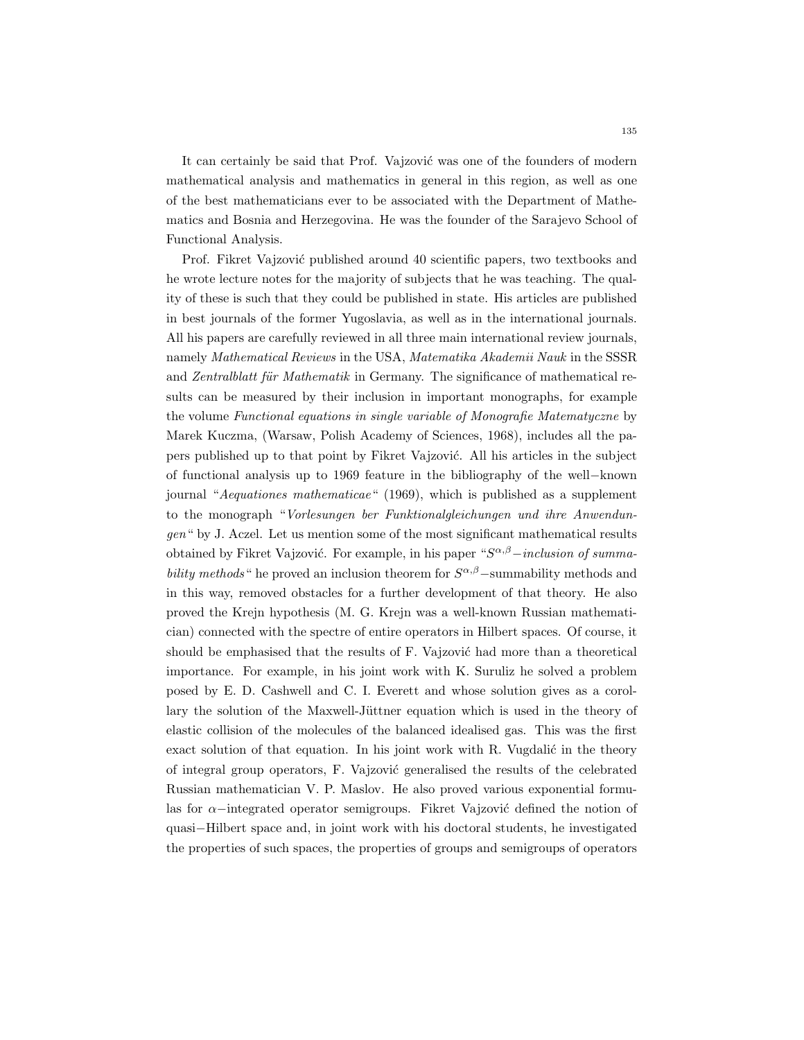It can certainly be said that Prof. Vajzović was one of the founders of modern mathematical analysis and mathematics in general in this region, as well as one of the best mathematicians ever to be associated with the Department of Mathematics and Bosnia and Herzegovina. He was the founder of the Sarajevo School of Functional Analysis.

Prof. Fikret Vajzović published around 40 scientific papers, two textbooks and he wrote lecture notes for the majority of subjects that he was teaching. The quality of these is such that they could be published in state. His articles are published in best journals of the former Yugoslavia, as well as in the international journals. All his papers are carefully reviewed in all three main international review journals, namely *Mathematical Reviews* in the USA, *Matematika Akademii Nauk* in the SSSR and *Zentralblatt für Mathematik* in Germany. The significance of mathematical results can be measured by their inclusion in important monographs, for example the volume *Functional equations in single variable of Monografie Matematyczne* by Marek Kuczma, (Warsaw, Polish Academy of Sciences, 1968), includes all the papers published up to that point by Fikret Vajzović. All his articles in the subject of functional analysis up to 1969 feature in the bibliography of the well−known journal "*Aequationes mathematicae*" (1969), which is published as a supplement to the monograph "*Vorlesungen ber Funktionalgleichungen und ihre Anwendungen*" by J. Aczel. Let us mention some of the most significant mathematical results obtained by Fikret Vajzović. For example, in his paper "*$S^{\alpha,\beta}-$inclusion of summability methods*" he proved an inclusion theorem for $S^{\alpha,\beta}-$summability methods and in this way, removed obstacles for a further development of that theory. He also proved the Krejn hypothesis (M. G. Krejn was a well-known Russian mathematician) connected with the spectre of entire operators in Hilbert spaces. Of course, it should be emphasised that the results of F. Vajzović had more than a theoretical importance. For example, in his joint work with K. Suruliz he solved a problem posed by E. D. Cashwell and C. I. Everett and whose solution gives as a corollary the solution of the Maxwell-Jüttner equation which is used in the theory of elastic collision of the molecules of the balanced idealised gas. This was the first exact solution of that equation. In his joint work with R. Vugdalić in the theory of integral group operators, F. Vajzović generalised the results of the celebrated Russian mathematician V. P. Maslov. He also proved various exponential formulas for $\alpha-$integrated operator semigroups. Fikret Vajzović defined the notion of quasi−Hilbert space and, in joint work with his doctoral students, he investigated the properties of such spaces, the properties of groups and semigroups of operators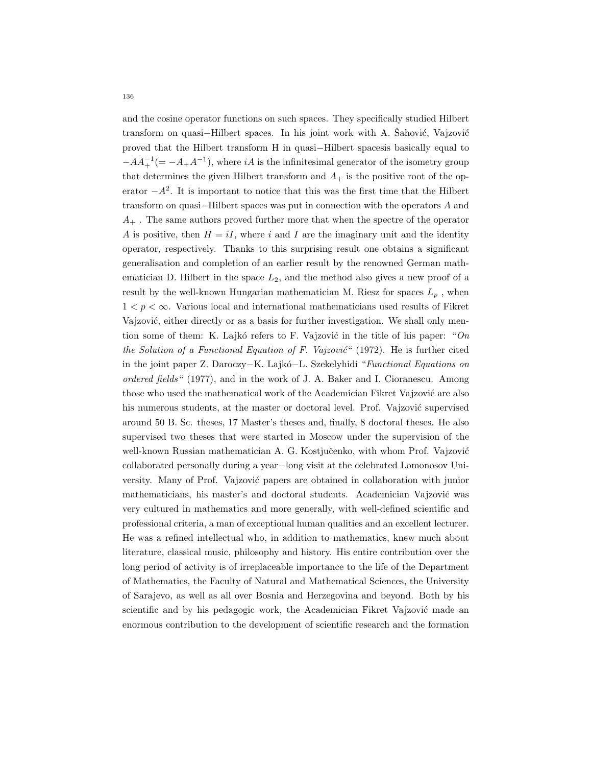and the cosine operator functions on such spaces. They specifically studied Hilbert transform on quasi−Hilbert spaces. In his joint work with A. Šahović, Vajzović proved that the Hilbert transform H in quasi−Hilbert spacesis basically equal to $-AA_+^{-1}(= -A_+A^{-1})$, where $iA$ is the infinitesimal generator of the isometry group that determines the given Hilbert transform and $A_+$ is the positive root of the operator $-A^2$. It is important to notice that this was the first time that the Hilbert transform on quasi−Hilbert spaces was put in connection with the operators $A$ and $A_+$ . The same authors proved further more that when the spectre of the operator $A$ is positive, then $H = iI$, where $i$ and $I$ are the imaginary unit and the identity operator, respectively. Thanks to this surprising result one obtains a significant generalisation and completion of an earlier result by the renowned German mathematician D. Hilbert in the space $L_2$, and the method also gives a new proof of a result by the well-known Hungarian mathematician M. Riesz for spaces $L_p$ , when $1 < p < \infty$. Various local and international mathematicians used results of Fikret Vajzović, either directly or as a basis for further investigation. We shall only mention some of them: K. Lajkó refers to F. Vajzović in the title of his paper: "*On the Solution of a Functional Equation of F. Vajzović*" (1972). He is further cited in the joint paper Z. Daroczy−K. Lajkó−L. Szekelyhidi "*Functional Equations on ordered fields*" (1977), and in the work of J. A. Baker and I. Cioranescu. Among those who used the mathematical work of the Academician Fikret Vajzović are also his numerous students, at the master or doctoral level. Prof. Vajzović supervised around 50 B. Sc. theses, 17 Master's theses and, finally, 8 doctoral theses. He also supervised two theses that were started in Moscow under the supervision of the well-known Russian mathematician A. G. Kostjučenko, with whom Prof. Vajzović collaborated personally during a year−long visit at the celebrated Lomonosov University. Many of Prof. Vajzović papers are obtained in collaboration with junior mathematicians, his master's and doctoral students. Academician Vajzović was very cultured in mathematics and more generally, with well-defined scientific and professional criteria, a man of exceptional human qualities and an excellent lecturer. He was a refined intellectual who, in addition to mathematics, knew much about literature, classical music, philosophy and history. His entire contribution over the long period of activity is of irreplaceable importance to the life of the Department of Mathematics, the Faculty of Natural and Mathematical Sciences, the University of Sarajevo, as well as all over Bosnia and Herzegovina and beyond. Both by his scientific and by his pedagogic work, the Academician Fikret Vajzović made an enormous contribution to the development of scientific research and the formation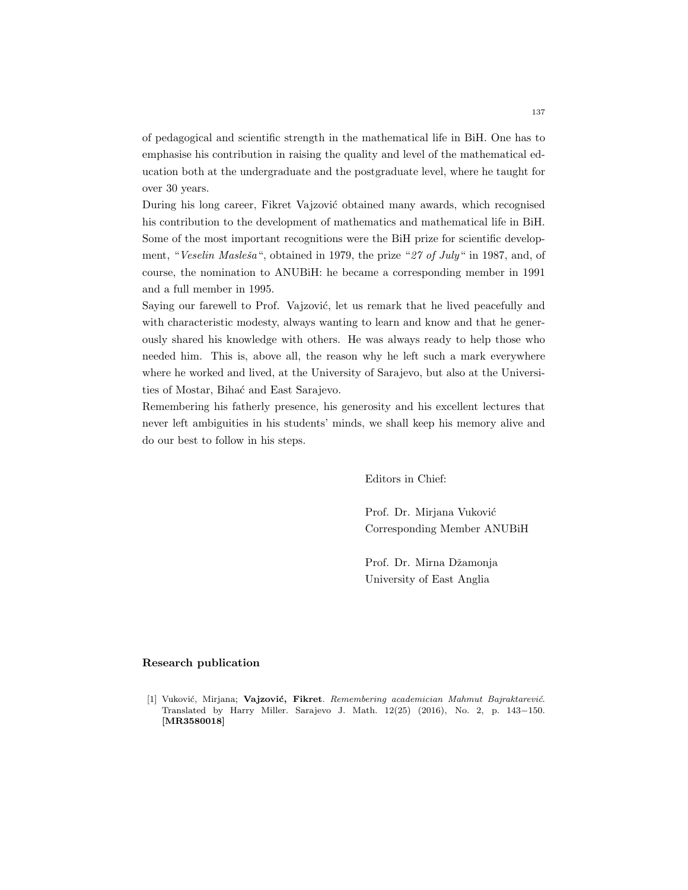of pedagogical and scientific strength in the mathematical life in BiH. One has to emphasise his contribution in raising the quality and level of the mathematical education both at the undergraduate and the postgraduate level, where he taught for over 30 years.

During his long career, Fikret Vajzović obtained many awards, which recognised his contribution to the development of mathematics and mathematical life in BiH. Some of the most important recognitions were the BiH prize for scientific development, "*Veselin Masleša*", obtained in 1979, the prize "*27 of July*" in 1987, and, of course, the nomination to ANUBiH: he became a corresponding member in 1991 and a full member in 1995.

Saying our farewell to Prof. Vajzović, let us remark that he lived peacefully and with characteristic modesty, always wanting to learn and know and that he generously shared his knowledge with others. He was always ready to help those who needed him. This is, above all, the reason why he left such a mark everywhere where he worked and lived, at the University of Sarajevo, but also at the Universities of Mostar, Bihać and East Sarajevo.

Remembering his fatherly presence, his generosity and his excellent lectures that never left ambiguities in his students' minds, we shall keep his memory alive and do our best to follow in his steps.

Editors in Chief:

Prof. Dr. Mirjana Vuković
Corresponding Member ANUBiH

Prof. Dr. Mirna Džamonja
University of East Anglia

### Research publication

[1] Vuković, Mirjana; **Vajzović, Fikret**. *Remembering academician Mahmut Bajraktarević*. Translated by Harry Miller. Sarajevo J. Math. 12(25) (2016), No. 2, p. 143−150. **[MR3580018]**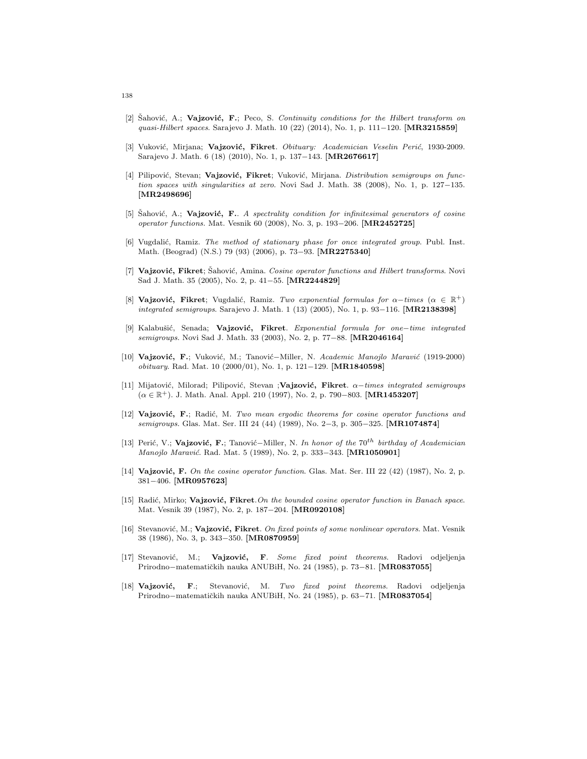[2] Šahović, A.; **Vajzović, F.**; Peco, S. *Continuity conditions for the Hilbert transform on quasi-Hilbert spaces*. Sarajevo J. Math. 10 (22) (2014), No. 1, p. 111−120. **[MR3215859]**

[3] Vuković, Mirjana; **Vajzović, Fikret**. *Obituary: Academician Veselin Perić*, 1930-2009. Sarajevo J. Math. 6 (18) (2010), No. 1, p. 137−143. **[MR2676617]**

[4] Pilipović, Stevan; **Vajzović, Fikret**; Vuković, Mirjana. *Distribution semigroups on function spaces with singularities at zero*. Novi Sad J. Math. 38 (2008), No. 1, p. 127−135. **[MR2498696]**

[5] Šahović, A.; **Vajzović, F.**. *A spectrality condition for infinitesimal generators of cosine operator functions*. Mat. Vesnik 60 (2008), No. 3, p. 193−206. **[MR2452725]**

[6] Vugdalić, Ramiz. *The method of stationary phase for once integrated group*. Publ. Inst. Math. (Beograd) (N.S.) 79 (93) (2006), p. 73−93. **[MR2275340]**

[7] **Vajzović, Fikret**; Šahović, Amina. *Cosine operator functions and Hilbert transforms*. Novi Sad J. Math. 35 (2005), No. 2, p. 41−55. **[MR2244829]**

[8] **Vajzović, Fikret**; Vugdalić, Ramiz. *Two exponential formulas for $\alpha-$times ($\alpha \in \mathbb{R}^+$) integrated semigroups*. Sarajevo J. Math. 1 (13) (2005), No. 1, p. 93−116. **[MR2138398]**

[9] Kalabušić, Senada; **Vajzović, Fikret**. *Exponential formula for one−time integrated semigroups*. Novi Sad J. Math. 33 (2003), No. 2, p. 77−88. **[MR2046164]**

[10] **Vajzović, F.**; Vuković, M.; Tanović−Miller, N. *Academic Manojlo Maravić* (1919-2000) *obituary*. Rad. Mat. 10 (2000/01), No. 1, p. 121−129. **[MR1840598]**

[11] Mijatović, Milorad; Pilipović, Stevan ;**Vajzović, Fikret**. *$\alpha-$times integrated semigroups* ($\alpha \in \mathbb{R}^+$). J. Math. Anal. Appl. 210 (1997), No. 2, p. 790−803. **[MR1453207]**

[12] **Vajzović, F.**; Radić, M. *Two mean ergodic theorems for cosine operator functions and semigroups*. Glas. Mat. Ser. III 24 (44) (1989), No. 2−3, p. 305−325. **[MR1074874]**

[13] Perić, V.; **Vajzović, F.**; Tanović−Miller, N. *In honor of the $70^{th}$ birthday of Academician Manojlo Maravić*. Rad. Mat. 5 (1989), No. 2, p. 333−343. **[MR1050901]**

[14] **Vajzović, F.** *On the cosine operator function*. Glas. Mat. Ser. III 22 (42) (1987), No. 2, p. 381−406. **[MR0957623]**

[15] Radić, Mirko; **Vajzović, Fikret**.*On the bounded cosine operator function in Banach space*. Mat. Vesnik 39 (1987), No. 2, p. 187−204. **[MR0920108]**

[16] Stevanović, M.; **Vajzović, Fikret**. *On fixed points of some nonlinear operators*. Mat. Vesnik 38 (1986), No. 3, p. 343−350. **[MR0870959]**

[17] Stevanović, M.; **Vajzović, F**. *Some fixed point theorems*. Radovi odjeljenja Prirodno−matematičkih nauka ANUBiH, No. 24 (1985), p. 73−81. **[MR0837055]**

[18] **Vajzović, F.**; Stevanović, M. *Two fixed point theorems*. Radovi odjeljenja Prirodno−matematičkih nauka ANUBiH, No. 24 (1985), p. 63−71. **[MR0837054]**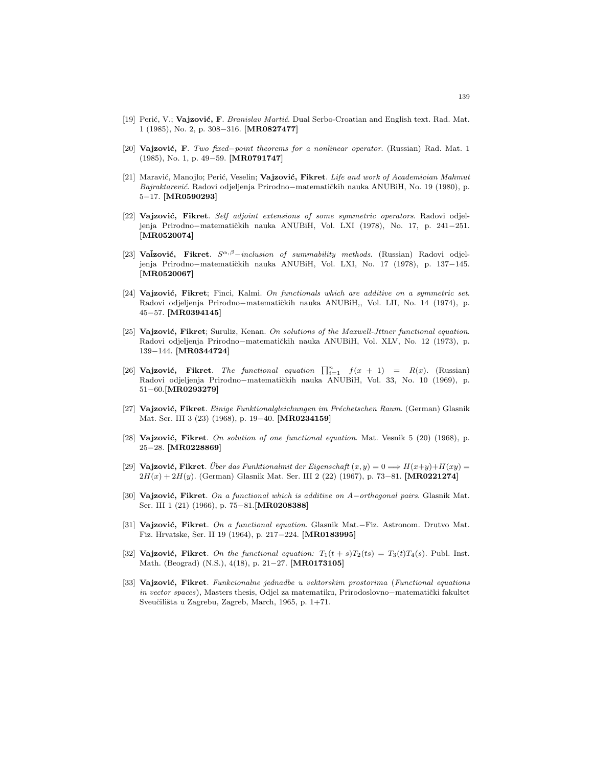[19] Perić, V.; **Vajzović, F**. *Branislav Martić*. Dual Serbo-Croatian and English text. Rad. Mat. 1 (1985), No. 2, p. 308−316. **[MR0827477]**

[20] **Vajzović, F**. *Two fixed−point theorems for a nonlinear operator*. (Russian) Rad. Mat. 1 (1985), No. 1, p. 49−59. **[MR0791747]**

[21] Maravić, Manojlo; Perić, Veselin; **Vajzović, Fikret**. *Life and work of Academician Mahmut Bajraktarević*. Radovi odjeljenja Prirodno−matematičkih nauka ANUBiH, No. 19 (1980), p. 5−17. **[MR0590293]**

[22] **Vajzović, Fikret**. *Self adjoint extensions of some symmetric operators*. Radovi odjeljenja Prirodno−matematičkih nauka ANUBiH, Vol. LXI (1978), No. 17, p. 241−251. **[MR0520074]**

[23] **Vaǐzović, Fikret**. *$S^{\alpha,\beta}$−inclusion of summability methods*. (Russian) Radovi odjeljenja Prirodno−matematičkih nauka ANUBiH, Vol. LXI, No. 17 (1978), p. 137−145. **[MR0520067]**

[24] **Vajzović, Fikret**; Finci, Kalmi. *On functionals which are additive on a symmetric set*. Radovi odjeljenja Prirodno−matematičkih nauka ANUBiH,, Vol. LII, No. 14 (1974), p. 45−57. **[MR0394145]**

[25] **Vajzović, Fikret**; Suruliz, Kenan. *On solutions of the Maxwell-Jttner functional equation*. Radovi odjeljenja Prirodno−matematičkih nauka ANUBiH, Vol. XLV, No. 12 (1973), p. 139−144. **[MR0344724]**

[26] **Vajzović, Fikret**. *The functional equation* $\prod_{i=1}^{n} f(x+1) = R(x)$. (Russian) Radovi odjeljenja Prirodno−matematičkih nauka ANUBiH, Vol. 33, No. 10 (1969), p. 51−60.**[MR0293279]**

[27] **Vajzović, Fikret**. *Einige Funktionalgleichungen im Fréchetschen Raum*. (German) Glasnik Mat. Ser. III 3 (23) (1968), p. 19−40. **[MR0234159]**

[28] **Vajzović, Fikret**. *On solution of one functional equation*. Mat. Vesnik 5 (20) (1968), p. 25−28. **[MR0228869]**

[29] **Vajzović, Fikret**. *Über das Funktionalmit der Eigenschaft* $(x,y)=0 \Longrightarrow H(x+y)+H(xy) = 2H(x)+2H(y)$. (German) Glasnik Mat. Ser. III 2 (22) (1967), p. 73−81. **[MR0221274]**

[30] **Vajzović, Fikret**. *On a functional which is additive on A−orthogonal pairs*. Glasnik Mat. Ser. III 1 (21) (1966), p. 75−81.**[MR0208388]**

[31] **Vajzović, Fikret**. *On a functional equation*. Glasnik Mat.−Fiz. Astronom. Drutvo Mat. Fiz. Hrvatske, Ser. II 19 (1964), p. 217−224. **[MR0183995]**

[32] **Vajzović, Fikret**. *On the functional equation:* $T_1(t+s)T_2(ts) = T_3(t)T_4(s)$. Publ. Inst. Math. (Beograd) (N.S.), 4(18), p. 21−27. **[MR0173105]**

[33] **Vajzović, Fikret**. *Funkcionalne jednadbe u vektorskim prostorima* (*Functional equations in vector spaces*), Masters thesis, Odjel za matematiku, Prirodoslovno−matematički fakultet Sveučilišta u Zagrebu, Zagreb, March, 1965, p. 1+71.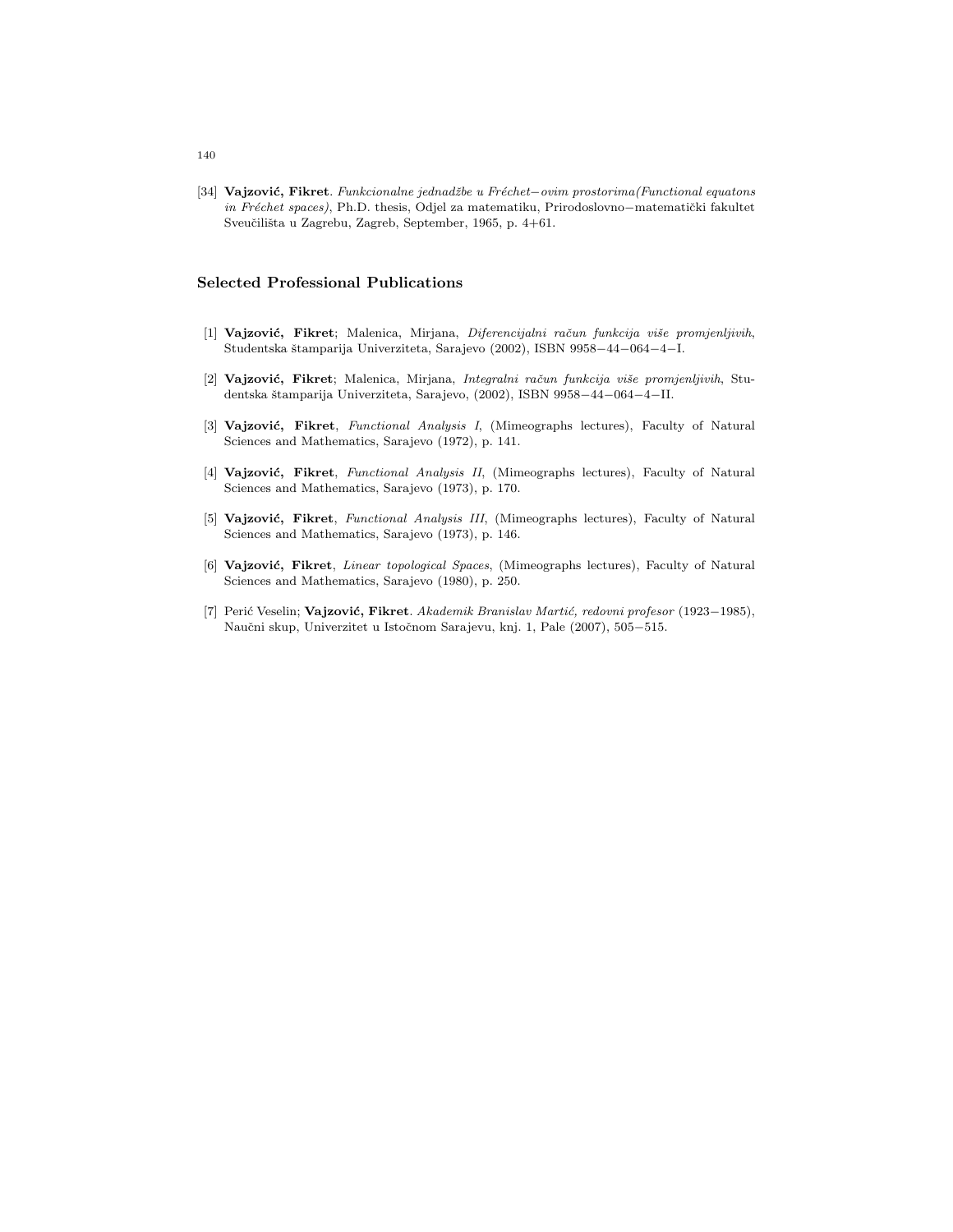[34] **Vajzović, Fikret**. *Funkcionalne jednadžbe u Fréchet−ovim prostorima(Functional equatons in Fréchet spaces)*, Ph.D. thesis, Odjel za matematiku, Prirodoslovno−matematički fakultet Sveučilišta u Zagrebu, Zagreb, September, 1965, p. 4+61.

## Selected Professional Publications

[1] **Vajzović, Fikret**; Malenica, Mirjana, *Diferencijalni račun funkcija više promjenljivih*, Studentska štamparija Univerziteta, Sarajevo (2002), ISBN 9958−44−064−4−I.

[2] **Vajzović, Fikret**; Malenica, Mirjana, *Integralni račun funkcija više promjenljivih*, Studentska štamparija Univerziteta, Sarajevo, (2002), ISBN 9958−44−064−4−II.

[3] **Vajzović, Fikret**, *Functional Analysis I*, (Mimeographs lectures), Faculty of Natural Sciences and Mathematics, Sarajevo (1972), p. 141.

[4] **Vajzović, Fikret**, *Functional Analysis II*, (Mimeographs lectures), Faculty of Natural Sciences and Mathematics, Sarajevo (1973), p. 170.

[5] **Vajzović, Fikret**, *Functional Analysis III*, (Mimeographs lectures), Faculty of Natural Sciences and Mathematics, Sarajevo (1973), p. 146.

[6] **Vajzović, Fikret**, *Linear topological Spaces*, (Mimeographs lectures), Faculty of Natural Sciences and Mathematics, Sarajevo (1980), p. 250.

[7] Perić Veselin; **Vajzović, Fikret**. *Akademik Branislav Martić, redovni profesor* (1923−1985), Naučni skup, Univerzitet u Istočnom Sarajevu, knj. 1, Pale (2007), 505−515.